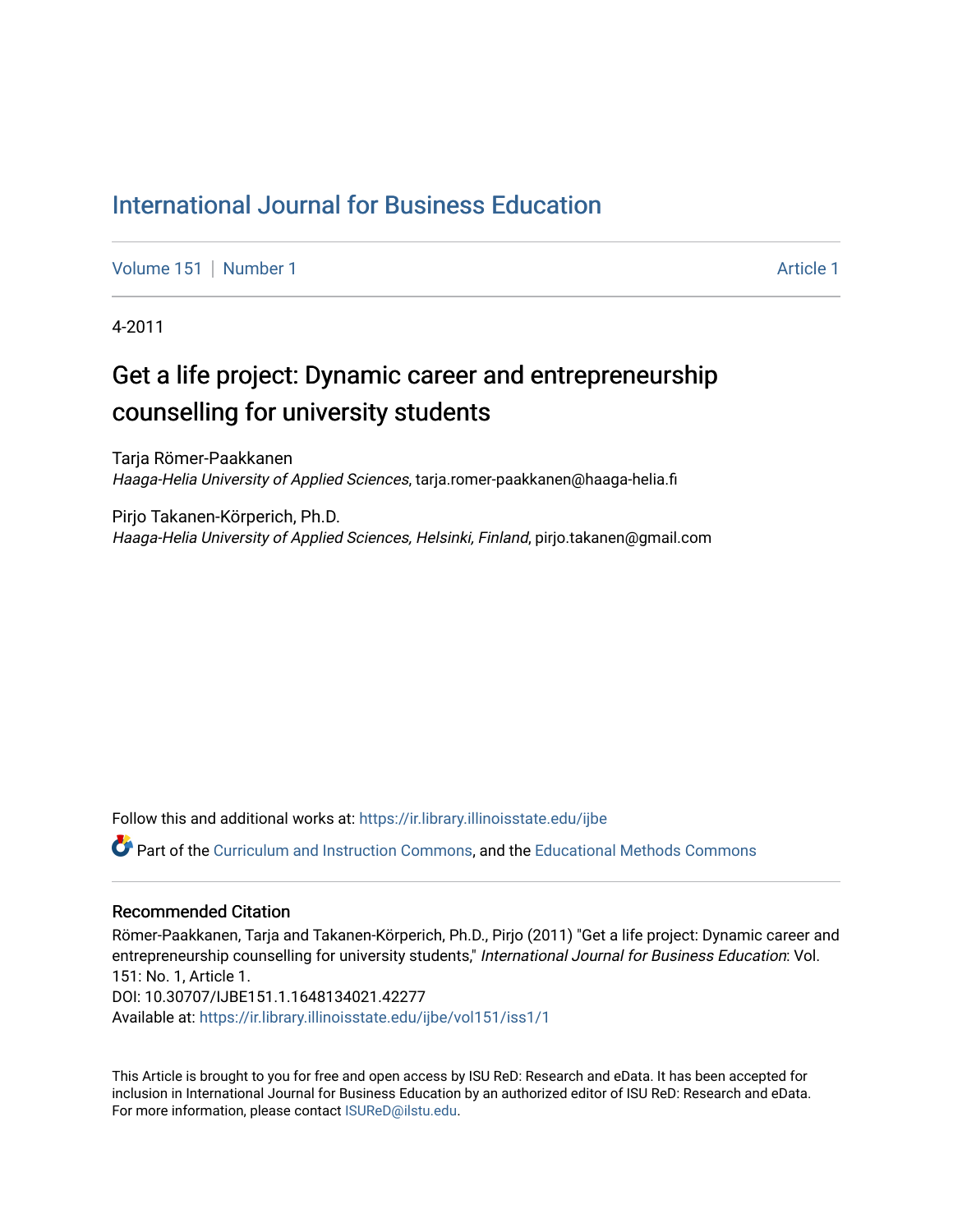# International Journal for Business Education

Volume 151 | Number 1 Article 1

4-2011

## Get a life project: Dynamic career and entrepreneurship counselling for university students

Tarja Römer-Paakkanen
*Haaga-Helia University of Applied Sciences*, tarja.romer-paakkanen@haaga-helia.fi

Pirjo Takanen-Körperich, Ph.D.
*Haaga-Helia University of Applied Sciences, Helsinki, Finland*, pirjo.takanen@gmail.com

Follow this and additional works at: https://ir.library.illinoisstate.edu/ijbe

Part of the Curriculum and Instruction Commons, and the Educational Methods Commons

### Recommended Citation

Römer-Paakkanen, Tarja and Takanen-Körperich, Ph.D., Pirjo (2011) "Get a life project: Dynamic career and entrepreneurship counselling for university students," *International Journal for Business Education*: Vol. 151: No. 1, Article 1.
DOI: 10.30707/IJBE151.1.1648134021.42277
Available at: https://ir.library.illinoisstate.edu/ijbe/vol151/iss1/1

This Article is brought to you for free and open access by ISU ReD: Research and eData. It has been accepted for inclusion in International Journal for Business Education by an authorized editor of ISU ReD: Research and eData. For more information, please contact ISUReD@ilstu.edu.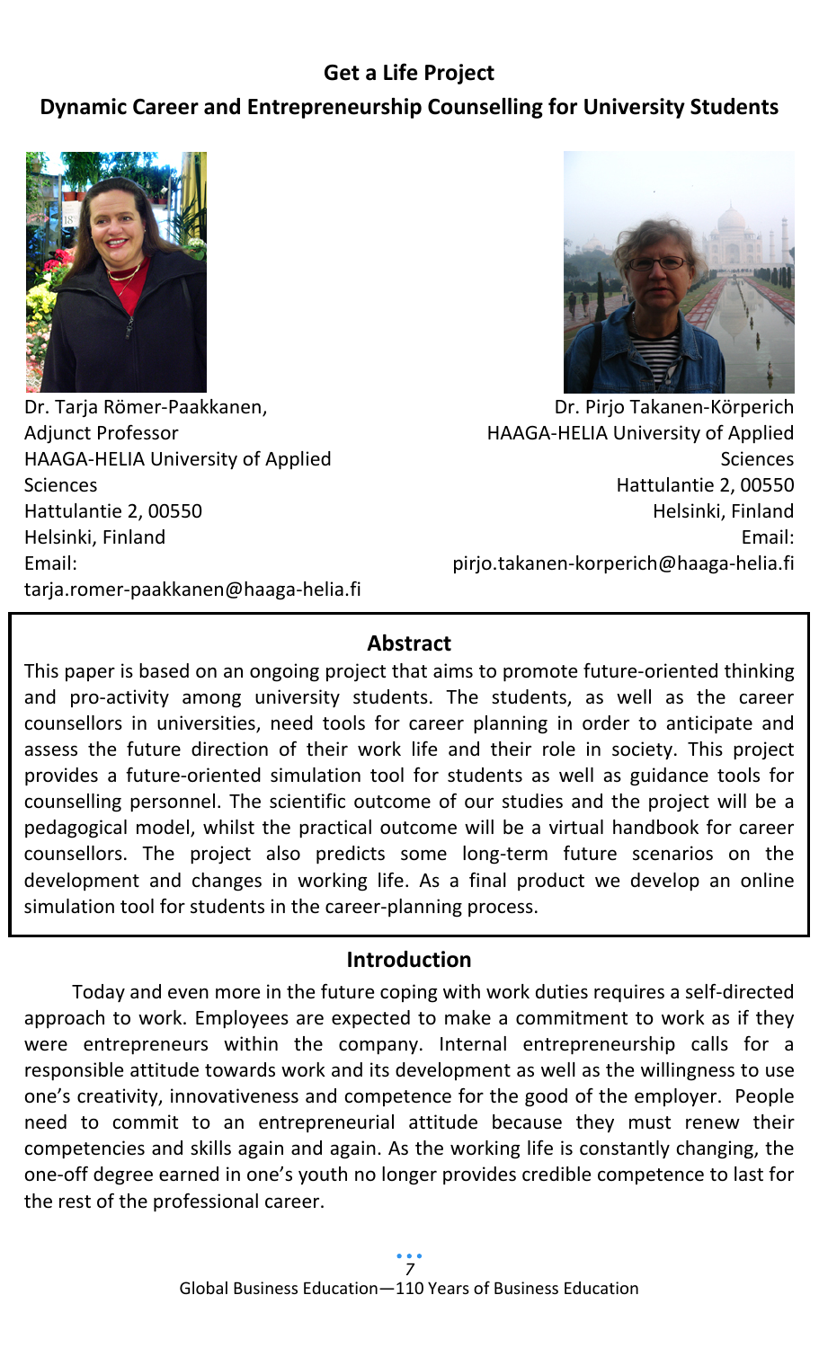## Get a Life Project

## Dynamic Career and Entrepreneurship Counselling for University Students

Dr. Tarja Römer-Paakkanen,
Adjunct Professor
HAAGA-HELIA University of Applied Sciences
Hattulantie 2, 00550
Helsinki, Finland
Email:
tarja.romer-paakkanen@haaga-helia.fi

Dr. Pirjo Takanen-Körperich
HAAGA-HELIA University of Applied Sciences
Hattulantie 2, 00550
Helsinki, Finland
Email:
pirjo.takanen-korperich@haaga-helia.fi

### Abstract

This paper is based on an ongoing project that aims to promote future-oriented thinking and pro-activity among university students. The students, as well as the career counsellors in universities, need tools for career planning in order to anticipate and assess the future direction of their work life and their role in society. This project provides a future-oriented simulation tool for students as well as guidance tools for counselling personnel. The scientific outcome of our studies and the project will be a pedagogical model, whilst the practical outcome will be a virtual handbook for career counsellors. The project also predicts some long-term future scenarios on the development and changes in working life. As a final product we develop an online simulation tool for students in the career-planning process.

### Introduction

Today and even more in the future coping with work duties requires a self-directed approach to work. Employees are expected to make a commitment to work as if they were entrepreneurs within the company. Internal entrepreneurship calls for a responsible attitude towards work and its development as well as the willingness to use one's creativity, innovativeness and competence for the good of the employer. People need to commit to an entrepreneurial attitude because they must renew their competencies and skills again and again. As the working life is constantly changing, the one-off degree earned in one's youth no longer provides credible competence to last for the rest of the professional career.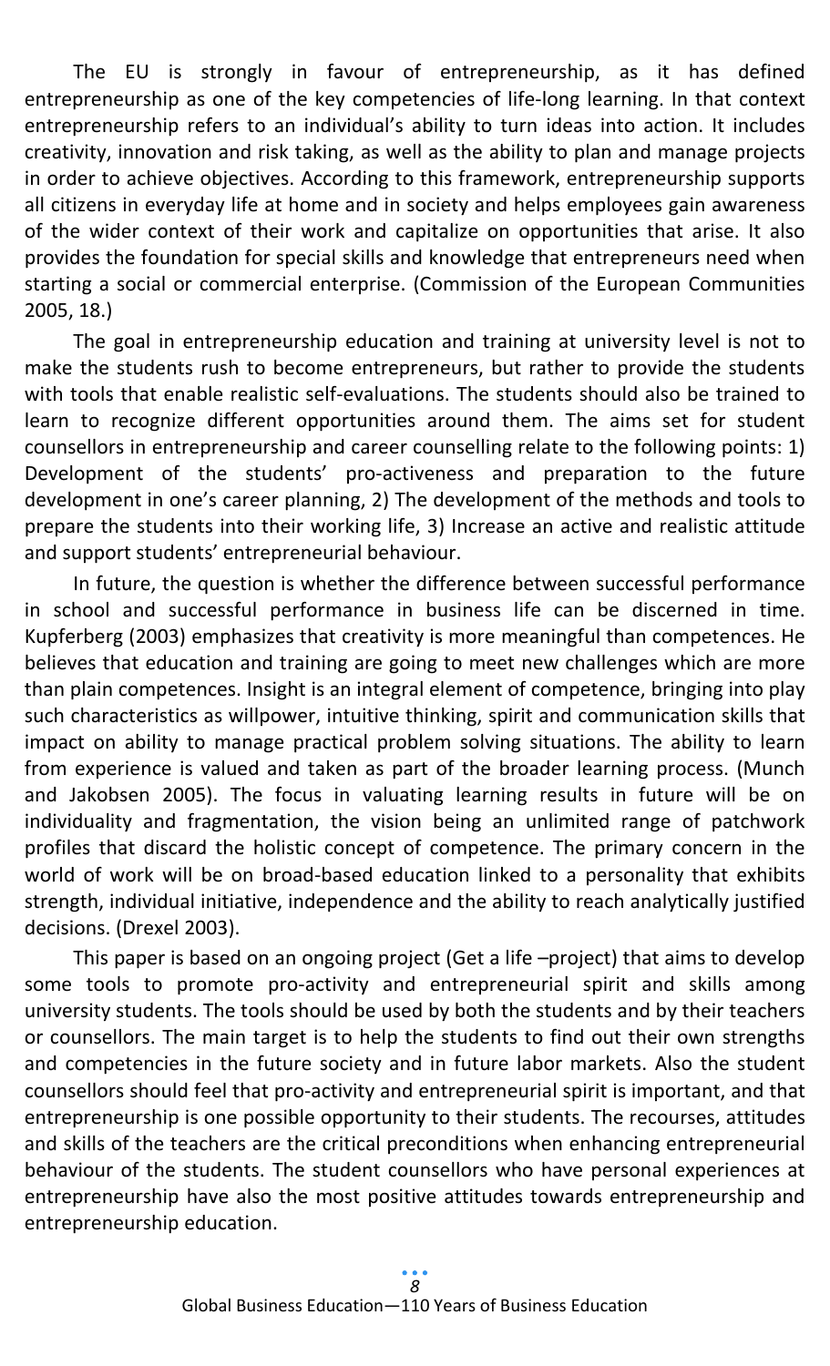The EU is strongly in favour of entrepreneurship, as it has defined entrepreneurship as one of the key competencies of life-long learning. In that context entrepreneurship refers to an individual's ability to turn ideas into action. It includes creativity, innovation and risk taking, as well as the ability to plan and manage projects in order to achieve objectives. According to this framework, entrepreneurship supports all citizens in everyday life at home and in society and helps employees gain awareness of the wider context of their work and capitalize on opportunities that arise. It also provides the foundation for special skills and knowledge that entrepreneurs need when starting a social or commercial enterprise. (Commission of the European Communities 2005, 18.)

The goal in entrepreneurship education and training at university level is not to make the students rush to become entrepreneurs, but rather to provide the students with tools that enable realistic self-evaluations. The students should also be trained to learn to recognize different opportunities around them. The aims set for student counsellors in entrepreneurship and career counselling relate to the following points: 1) Development of the students' pro-activeness and preparation to the future development in one's career planning, 2) The development of the methods and tools to prepare the students into their working life, 3) Increase an active and realistic attitude and support students' entrepreneurial behaviour.

In future, the question is whether the difference between successful performance in school and successful performance in business life can be discerned in time. Kupferberg (2003) emphasizes that creativity is more meaningful than competences. He believes that education and training are going to meet new challenges which are more than plain competences. Insight is an integral element of competence, bringing into play such characteristics as willpower, intuitive thinking, spirit and communication skills that impact on ability to manage practical problem solving situations. The ability to learn from experience is valued and taken as part of the broader learning process. (Munch and Jakobsen 2005). The focus in valuating learning results in future will be on individuality and fragmentation, the vision being an unlimited range of patchwork profiles that discard the holistic concept of competence. The primary concern in the world of work will be on broad-based education linked to a personality that exhibits strength, individual initiative, independence and the ability to reach analytically justified decisions. (Drexel 2003).

This paper is based on an ongoing project (Get a life –project) that aims to develop some tools to promote pro-activity and entrepreneurial spirit and skills among university students. The tools should be used by both the students and by their teachers or counsellors. The main target is to help the students to find out their own strengths and competencies in the future society and in future labor markets. Also the student counsellors should feel that pro-activity and entrepreneurial spirit is important, and that entrepreneurship is one possible opportunity to their students. The recourses, attitudes and skills of the teachers are the critical preconditions when enhancing entrepreneurial behaviour of the students. The student counsellors who have personal experiences at entrepreneurship have also the most positive attitudes towards entrepreneurship and entrepreneurship education.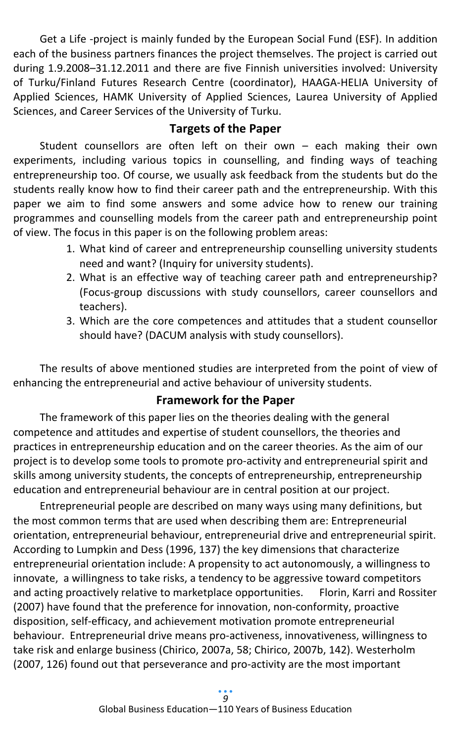Get a Life -project is mainly funded by the European Social Fund (ESF). In addition each of the business partners finances the project themselves. The project is carried out during 1.9.2008–31.12.2011 and there are five Finnish universities involved: University of Turku/Finland Futures Research Centre (coordinator), HAAGA-HELIA University of Applied Sciences, HAMK University of Applied Sciences, Laurea University of Applied Sciences, and Career Services of the University of Turku.

## Targets of the Paper

Student counsellors are often left on their own – each making their own experiments, including various topics in counselling, and finding ways of teaching entrepreneurship too. Of course, we usually ask feedback from the students but do the students really know how to find their career path and the entrepreneurship. With this paper we aim to find some answers and some advice how to renew our training programmes and counselling models from the career path and entrepreneurship point of view. The focus in this paper is on the following problem areas:

1. What kind of career and entrepreneurship counselling university students need and want? (Inquiry for university students).
2. What is an effective way of teaching career path and entrepreneurship? (Focus-group discussions with study counsellors, career counsellors and teachers).
3. Which are the core competences and attitudes that a student counsellor should have? (DACUM analysis with study counsellors).

The results of above mentioned studies are interpreted from the point of view of enhancing the entrepreneurial and active behaviour of university students.

## Framework for the Paper

The framework of this paper lies on the theories dealing with the general competence and attitudes and expertise of student counsellors, the theories and practices in entrepreneurship education and on the career theories. As the aim of our project is to develop some tools to promote pro-activity and entrepreneurial spirit and skills among university students, the concepts of entrepreneurship, entrepreneurship education and entrepreneurial behaviour are in central position at our project.

Entrepreneurial people are described on many ways using many definitions, but the most common terms that are used when describing them are: Entrepreneurial orientation, entrepreneurial behaviour, entrepreneurial drive and entrepreneurial spirit. According to Lumpkin and Dess (1996, 137) the key dimensions that characterize entrepreneurial orientation include: A propensity to act autonomously, a willingness to innovate, a willingness to take risks, a tendency to be aggressive toward competitors and acting proactively relative to marketplace opportunities. Florin, Karri and Rossiter (2007) have found that the preference for innovation, non-conformity, proactive disposition, self-efficacy, and achievement motivation promote entrepreneurial behaviour. Entrepreneurial drive means pro-activeness, innovativeness, willingness to take risk and enlarge business (Chirico, 2007a, 58; Chirico, 2007b, 142). Westerholm (2007, 126) found out that perseverance and pro-activity are the most important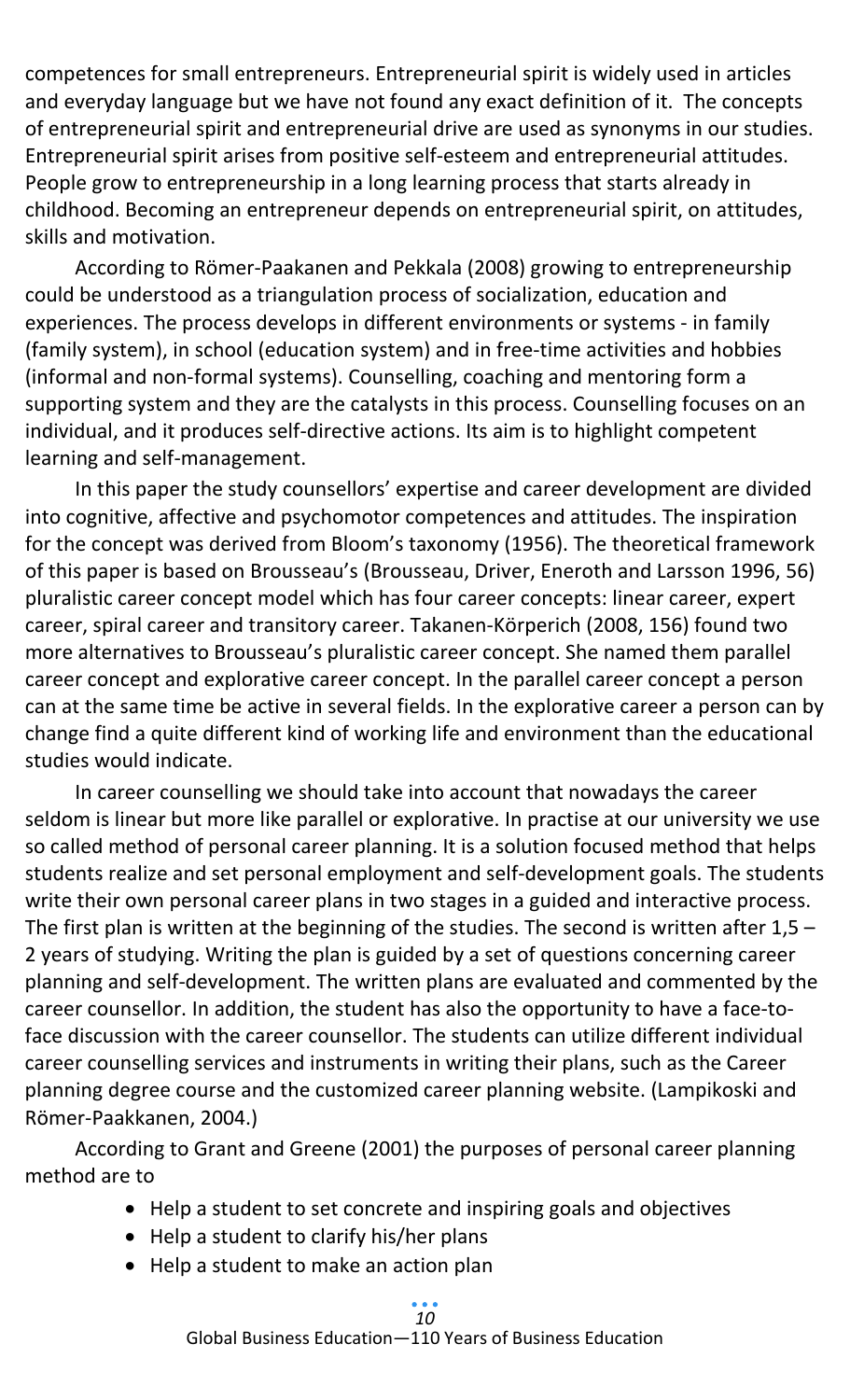competences for small entrepreneurs. Entrepreneurial spirit is widely used in articles and everyday language but we have not found any exact definition of it. The concepts of entrepreneurial spirit and entrepreneurial drive are used as synonyms in our studies. Entrepreneurial spirit arises from positive self-esteem and entrepreneurial attitudes. People grow to entrepreneurship in a long learning process that starts already in childhood. Becoming an entrepreneur depends on entrepreneurial spirit, on attitudes, skills and motivation.

According to Römer-Paakanen and Pekkala (2008) growing to entrepreneurship could be understood as a triangulation process of socialization, education and experiences. The process develops in different environments or systems - in family (family system), in school (education system) and in free-time activities and hobbies (informal and non-formal systems). Counselling, coaching and mentoring form a supporting system and they are the catalysts in this process. Counselling focuses on an individual, and it produces self-directive actions. Its aim is to highlight competent learning and self-management.

In this paper the study counsellors' expertise and career development are divided into cognitive, affective and psychomotor competences and attitudes. The inspiration for the concept was derived from Bloom's taxonomy (1956). The theoretical framework of this paper is based on Brousseau's (Brousseau, Driver, Eneroth and Larsson 1996, 56) pluralistic career concept model which has four career concepts: linear career, expert career, spiral career and transitory career. Takanen-Körperich (2008, 156) found two more alternatives to Brousseau's pluralistic career concept. She named them parallel career concept and explorative career concept. In the parallel career concept a person can at the same time be active in several fields. In the explorative career a person can by change find a quite different kind of working life and environment than the educational studies would indicate.

In career counselling we should take into account that nowadays the career seldom is linear but more like parallel or explorative. In practise at our university we use so called method of personal career planning. It is a solution focused method that helps students realize and set personal employment and self-development goals. The students write their own personal career plans in two stages in a guided and interactive process. The first plan is written at the beginning of the studies. The second is written after 1,5 – 2 years of studying. Writing the plan is guided by a set of questions concerning career planning and self-development. The written plans are evaluated and commented by the career counsellor. In addition, the student has also the opportunity to have a face-to-face discussion with the career counsellor. The students can utilize different individual career counselling services and instruments in writing their plans, such as the Career planning degree course and the customized career planning website. (Lampikoski and Römer-Paakkanen, 2004.)

According to Grant and Greene (2001) the purposes of personal career planning method are to

- Help a student to set concrete and inspiring goals and objectives
- Help a student to clarify his/her plans
- Help a student to make an action plan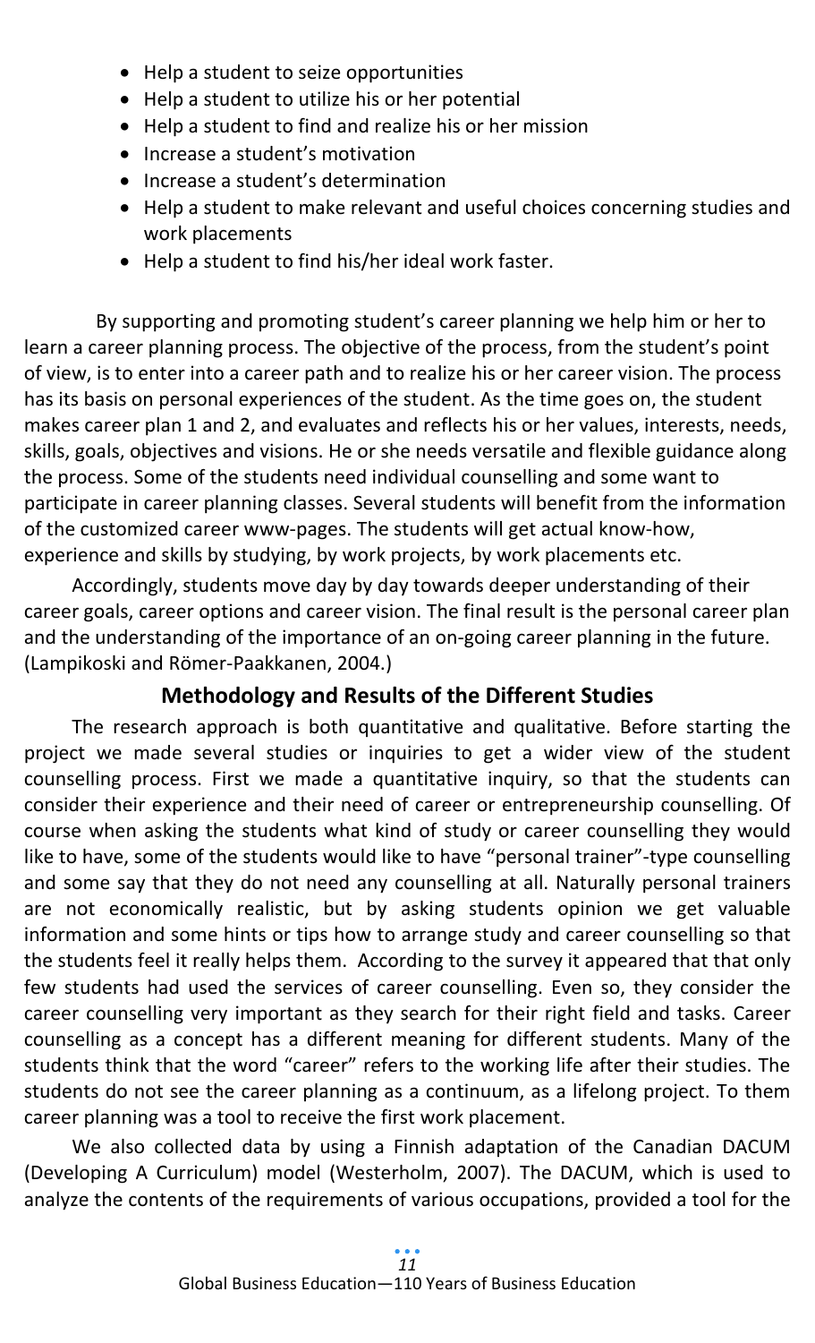- Help a student to seize opportunities
- Help a student to utilize his or her potential
- Help a student to find and realize his or her mission
- Increase a student's motivation
- Increase a student's determination
- Help a student to make relevant and useful choices concerning studies and work placements
- Help a student to find his/her ideal work faster.

By supporting and promoting student's career planning we help him or her to learn a career planning process. The objective of the process, from the student's point of view, is to enter into a career path and to realize his or her career vision. The process has its basis on personal experiences of the student. As the time goes on, the student makes career plan 1 and 2, and evaluates and reflects his or her values, interests, needs, skills, goals, objectives and visions. He or she needs versatile and flexible guidance along the process. Some of the students need individual counselling and some want to participate in career planning classes. Several students will benefit from the information of the customized career www-pages. The students will get actual know-how, experience and skills by studying, by work projects, by work placements etc.

Accordingly, students move day by day towards deeper understanding of their career goals, career options and career vision. The final result is the personal career plan and the understanding of the importance of an on-going career planning in the future. (Lampikoski and Römer-Paakkanen, 2004.)

## Methodology and Results of the Different Studies

The research approach is both quantitative and qualitative. Before starting the project we made several studies or inquiries to get a wider view of the student counselling process. First we made a quantitative inquiry, so that the students can consider their experience and their need of career or entrepreneurship counselling. Of course when asking the students what kind of study or career counselling they would like to have, some of the students would like to have "personal trainer"-type counselling and some say that they do not need any counselling at all. Naturally personal trainers are not economically realistic, but by asking students opinion we get valuable information and some hints or tips how to arrange study and career counselling so that the students feel it really helps them. According to the survey it appeared that that only few students had used the services of career counselling. Even so, they consider the career counselling very important as they search for their right field and tasks. Career counselling as a concept has a different meaning for different students. Many of the students think that the word "career" refers to the working life after their studies. The students do not see the career planning as a continuum, as a lifelong project. To them career planning was a tool to receive the first work placement.

We also collected data by using a Finnish adaptation of the Canadian DACUM (Developing A Curriculum) model (Westerholm, 2007). The DACUM, which is used to analyze the contents of the requirements of various occupations, provided a tool for the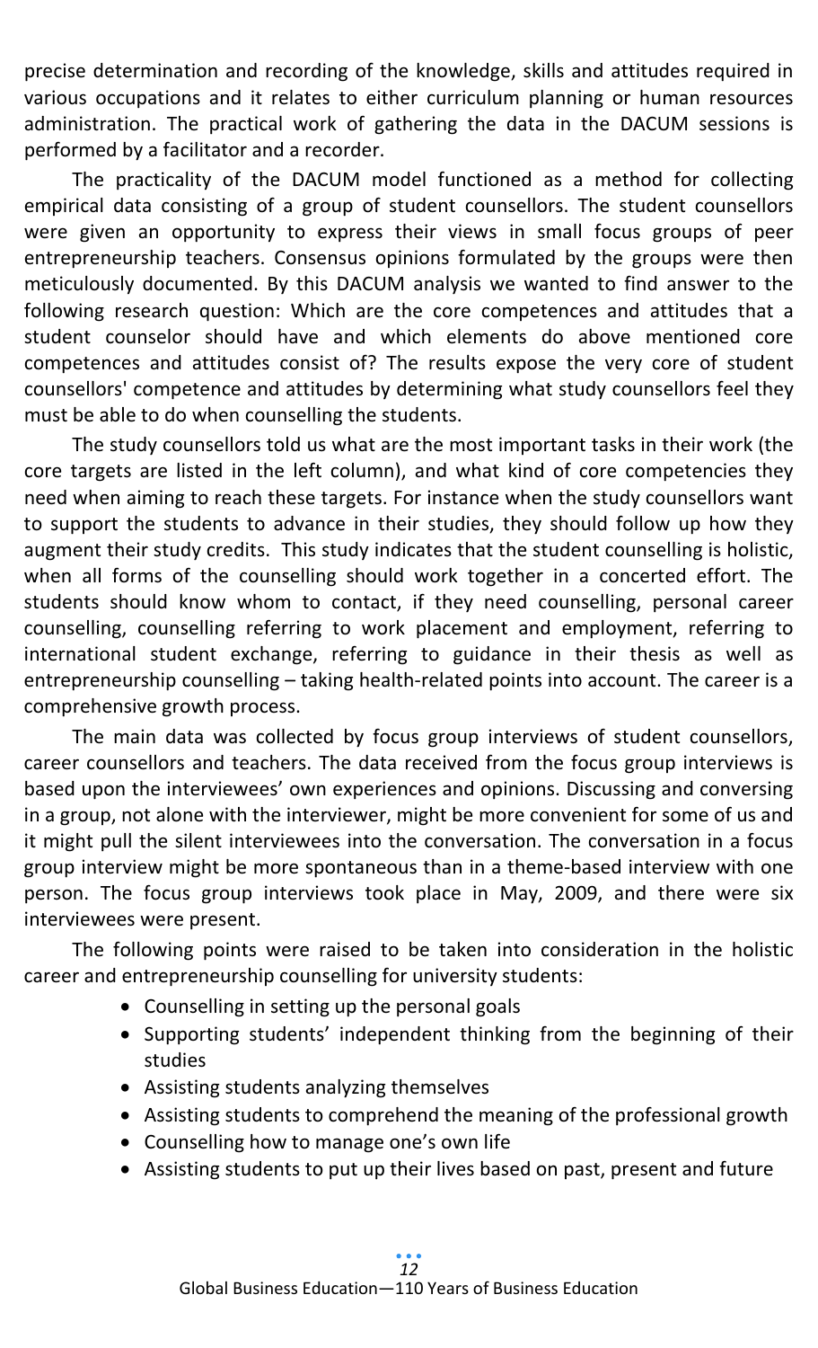precise determination and recording of the knowledge, skills and attitudes required in various occupations and it relates to either curriculum planning or human resources administration. The practical work of gathering the data in the DACUM sessions is performed by a facilitator and a recorder.

The practicality of the DACUM model functioned as a method for collecting empirical data consisting of a group of student counsellors. The student counsellors were given an opportunity to express their views in small focus groups of peer entrepreneurship teachers. Consensus opinions formulated by the groups were then meticulously documented. By this DACUM analysis we wanted to find answer to the following research question: Which are the core competences and attitudes that a student counselor should have and which elements do above mentioned core competences and attitudes consist of? The results expose the very core of student counsellors' competence and attitudes by determining what study counsellors feel they must be able to do when counselling the students.

The study counsellors told us what are the most important tasks in their work (the core targets are listed in the left column), and what kind of core competencies they need when aiming to reach these targets. For instance when the study counsellors want to support the students to advance in their studies, they should follow up how they augment their study credits. This study indicates that the student counselling is holistic, when all forms of the counselling should work together in a concerted effort. The students should know whom to contact, if they need counselling, personal career counselling, counselling referring to work placement and employment, referring to international student exchange, referring to guidance in their thesis as well as entrepreneurship counselling – taking health-related points into account. The career is a comprehensive growth process.

The main data was collected by focus group interviews of student counsellors, career counsellors and teachers. The data received from the focus group interviews is based upon the interviewees' own experiences and opinions. Discussing and conversing in a group, not alone with the interviewer, might be more convenient for some of us and it might pull the silent interviewees into the conversation. The conversation in a focus group interview might be more spontaneous than in a theme-based interview with one person. The focus group interviews took place in May, 2009, and there were six interviewees were present.

The following points were raised to be taken into consideration in the holistic career and entrepreneurship counselling for university students:

- Counselling in setting up the personal goals
- Supporting students' independent thinking from the beginning of their studies
- Assisting students analyzing themselves
- Assisting students to comprehend the meaning of the professional growth
- Counselling how to manage one's own life
- Assisting students to put up their lives based on past, present and future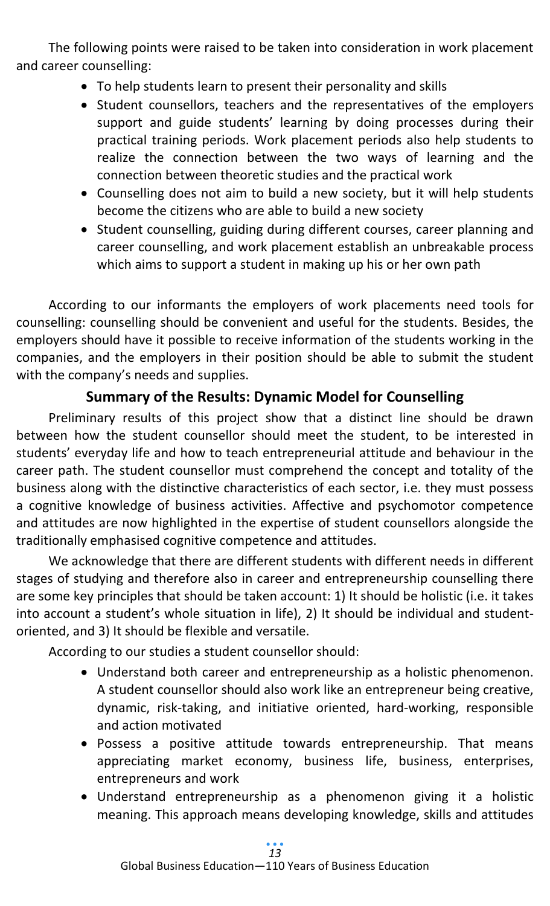The following points were raised to be taken into consideration in work placement and career counselling:

- To help students learn to present their personality and skills
- Student counsellors, teachers and the representatives of the employers support and guide students' learning by doing processes during their practical training periods. Work placement periods also help students to realize the connection between the two ways of learning and the connection between theoretic studies and the practical work
- Counselling does not aim to build a new society, but it will help students become the citizens who are able to build a new society
- Student counselling, guiding during different courses, career planning and career counselling, and work placement establish an unbreakable process which aims to support a student in making up his or her own path

According to our informants the employers of work placements need tools for counselling: counselling should be convenient and useful for the students. Besides, the employers should have it possible to receive information of the students working in the companies, and the employers in their position should be able to submit the student with the company's needs and supplies.

## Summary of the Results: Dynamic Model for Counselling

Preliminary results of this project show that a distinct line should be drawn between how the student counsellor should meet the student, to be interested in students' everyday life and how to teach entrepreneurial attitude and behaviour in the career path. The student counsellor must comprehend the concept and totality of the business along with the distinctive characteristics of each sector, i.e. they must possess a cognitive knowledge of business activities. Affective and psychomotor competence and attitudes are now highlighted in the expertise of student counsellors alongside the traditionally emphasised cognitive competence and attitudes.

We acknowledge that there are different students with different needs in different stages of studying and therefore also in career and entrepreneurship counselling there are some key principles that should be taken account: 1) It should be holistic (i.e. it takes into account a student's whole situation in life), 2) It should be individual and student-oriented, and 3) It should be flexible and versatile.

According to our studies a student counsellor should:

- Understand both career and entrepreneurship as a holistic phenomenon. A student counsellor should also work like an entrepreneur being creative, dynamic, risk-taking, and initiative oriented, hard-working, responsible and action motivated
- Possess a positive attitude towards entrepreneurship. That means appreciating market economy, business life, business, enterprises, entrepreneurs and work
- Understand entrepreneurship as a phenomenon giving it a holistic meaning. This approach means developing knowledge, skills and attitudes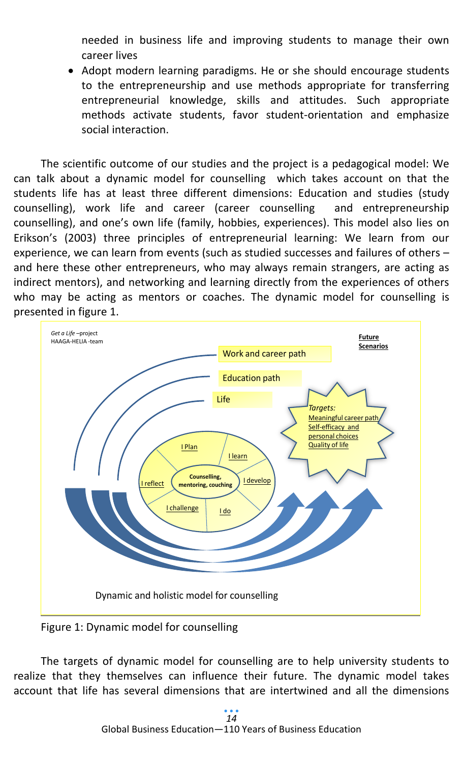needed in business life and improving students to manage their own career lives

- Adopt modern learning paradigms. He or she should encourage students to the entrepreneurship and use methods appropriate for transferring entrepreneurial knowledge, skills and attitudes. Such appropriate methods activate students, favor student-orientation and emphasize social interaction.

The scientific outcome of our studies and the project is a pedagogical model: We can talk about a dynamic model for counselling which takes account on that the students life has at least three different dimensions: Education and studies (study counselling), work life and career (career counselling and entrepreneurship counselling), and one's own life (family, hobbies, experiences). This model also lies on Erikson's (2003) three principles of entrepreneurial learning: We learn from our experience, we can learn from events (such as studied successes and failures of others – and here these other entrepreneurs, who may always remain strangers, are acting as indirect mentors), and networking and learning directly from the experiences of others who may be acting as mentors or coaches. The dynamic model for counselling is presented in figure 1.

*Get a Life* –project
HAAGA-HELIA -team

**Future Scenarios**

Work and career path

Education path

Life

*Targets:*
Meaningful career path
Self-efficacy and personal choices
Quality of life

I Plan
I learn
I develop
I do
I challenge
I reflect

**Counselling, mentoring, couching**

Dynamic and holistic model for counselling

Figure 1: Dynamic model for counselling

The targets of dynamic model for counselling are to help university students to realize that they themselves can influence their future. The dynamic model takes account that life has several dimensions that are intertwined and all the dimensions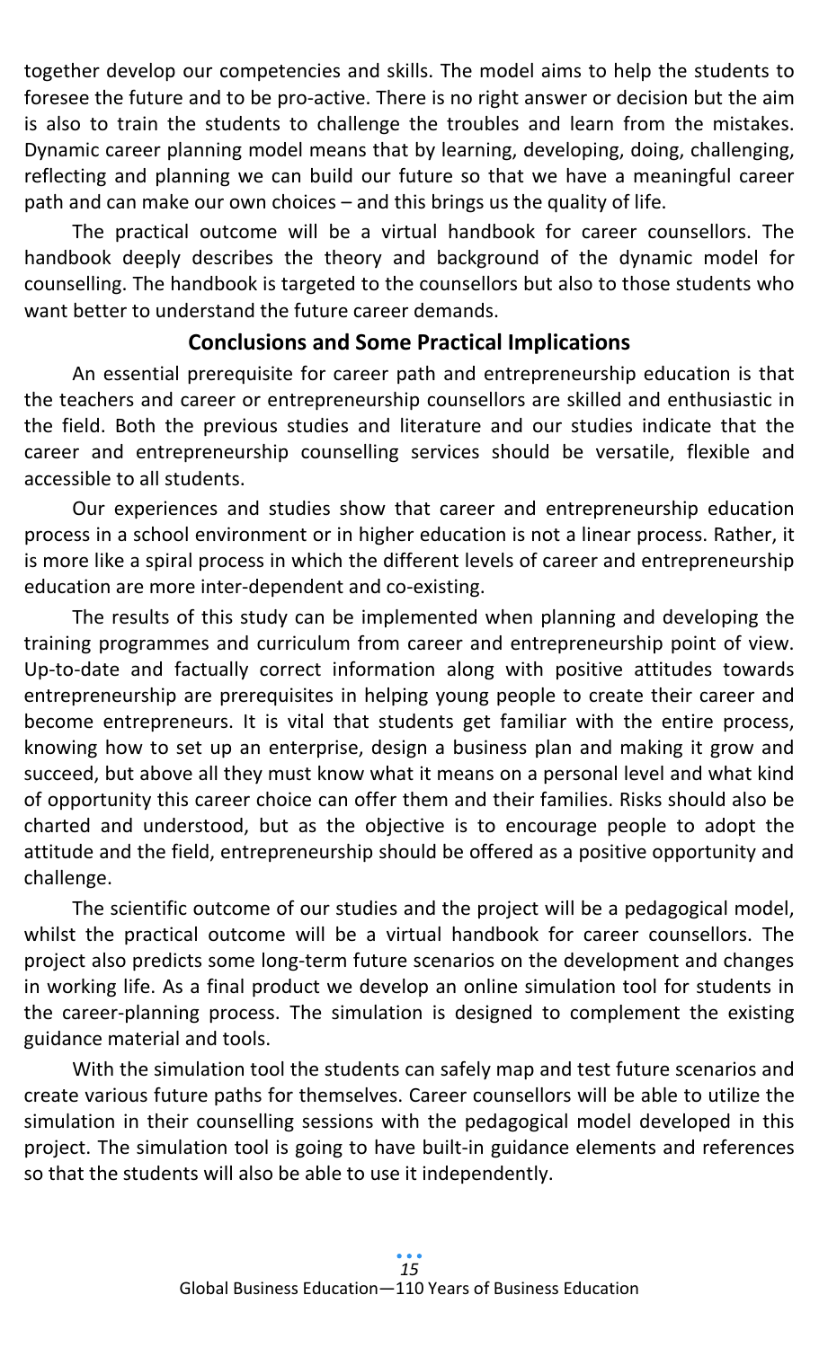together develop our competencies and skills. The model aims to help the students to foresee the future and to be pro-active. There is no right answer or decision but the aim is also to train the students to challenge the troubles and learn from the mistakes. Dynamic career planning model means that by learning, developing, doing, challenging, reflecting and planning we can build our future so that we have a meaningful career path and can make our own choices – and this brings us the quality of life.

The practical outcome will be a virtual handbook for career counsellors. The handbook deeply describes the theory and background of the dynamic model for counselling. The handbook is targeted to the counsellors but also to those students who want better to understand the future career demands.

## Conclusions and Some Practical Implications

An essential prerequisite for career path and entrepreneurship education is that the teachers and career or entrepreneurship counsellors are skilled and enthusiastic in the field. Both the previous studies and literature and our studies indicate that the career and entrepreneurship counselling services should be versatile, flexible and accessible to all students.

Our experiences and studies show that career and entrepreneurship education process in a school environment or in higher education is not a linear process. Rather, it is more like a spiral process in which the different levels of career and entrepreneurship education are more inter-dependent and co-existing.

The results of this study can be implemented when planning and developing the training programmes and curriculum from career and entrepreneurship point of view. Up-to-date and factually correct information along with positive attitudes towards entrepreneurship are prerequisites in helping young people to create their career and become entrepreneurs. It is vital that students get familiar with the entire process, knowing how to set up an enterprise, design a business plan and making it grow and succeed, but above all they must know what it means on a personal level and what kind of opportunity this career choice can offer them and their families. Risks should also be charted and understood, but as the objective is to encourage people to adopt the attitude and the field, entrepreneurship should be offered as a positive opportunity and challenge.

The scientific outcome of our studies and the project will be a pedagogical model, whilst the practical outcome will be a virtual handbook for career counsellors. The project also predicts some long-term future scenarios on the development and changes in working life. As a final product we develop an online simulation tool for students in the career-planning process. The simulation is designed to complement the existing guidance material and tools.

With the simulation tool the students can safely map and test future scenarios and create various future paths for themselves. Career counsellors will be able to utilize the simulation in their counselling sessions with the pedagogical model developed in this project. The simulation tool is going to have built-in guidance elements and references so that the students will also be able to use it independently.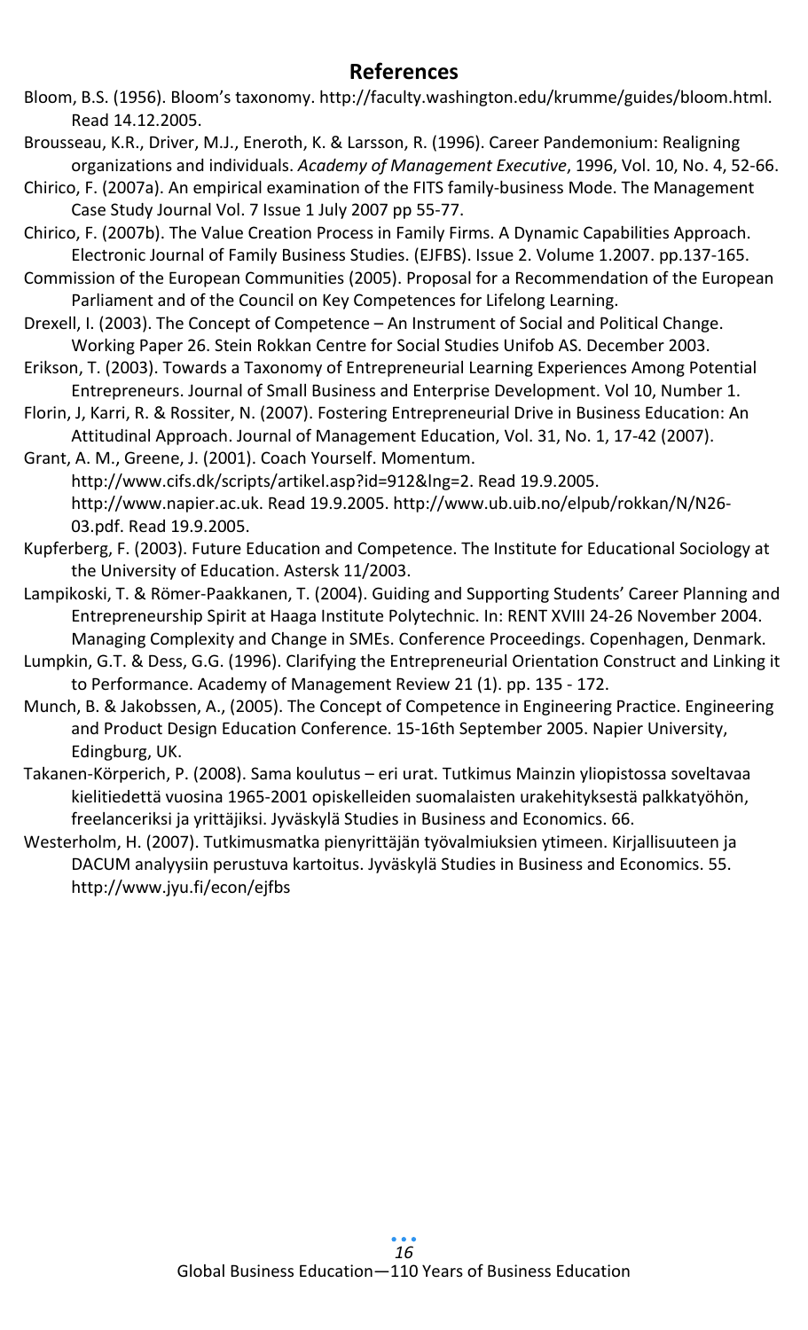## References

Bloom, B.S. (1956). Bloom's taxonomy. http://faculty.washington.edu/krumme/guides/bloom.html. Read 14.12.2005.

Brousseau, K.R., Driver, M.J., Eneroth, K. & Larsson, R. (1996). Career Pandemonium: Realigning organizations and individuals. *Academy of Management Executive*, 1996, Vol. 10, No. 4, 52-66.

Chirico, F. (2007a). An empirical examination of the FITS family-business Mode. The Management Case Study Journal Vol. 7 Issue 1 July 2007 pp 55-77.

Chirico, F. (2007b). The Value Creation Process in Family Firms. A Dynamic Capabilities Approach. Electronic Journal of Family Business Studies. (EJFBS). Issue 2. Volume 1.2007. pp.137-165.

Commission of the European Communities (2005). Proposal for a Recommendation of the European Parliament and of the Council on Key Competences for Lifelong Learning.

Drexell, I. (2003). The Concept of Competence – An Instrument of Social and Political Change. Working Paper 26. Stein Rokkan Centre for Social Studies Unifob AS. December 2003.

Erikson, T. (2003). Towards a Taxonomy of Entrepreneurial Learning Experiences Among Potential Entrepreneurs. Journal of Small Business and Enterprise Development. Vol 10, Number 1.

Florin, J, Karri, R. & Rossiter, N. (2007). Fostering Entrepreneurial Drive in Business Education: An Attitudinal Approach. Journal of Management Education, Vol. 31, No. 1, 17-42 (2007).

Grant, A. M., Greene, J. (2001). Coach Yourself. Momentum. http://www.cifs.dk/scripts/artikel.asp?id=912&lng=2. Read 19.9.2005. http://www.napier.ac.uk. Read 19.9.2005. http://www.ub.uib.no/elpub/rokkan/N/N26-03.pdf. Read 19.9.2005.

Kupferberg, F. (2003). Future Education and Competence. The Institute for Educational Sociology at the University of Education. Astersk 11/2003.

Lampikoski, T. & Römer-Paakkanen, T. (2004). Guiding and Supporting Students' Career Planning and Entrepreneurship Spirit at Haaga Institute Polytechnic. In: RENT XVIII 24-26 November 2004. Managing Complexity and Change in SMEs. Conference Proceedings. Copenhagen, Denmark.

Lumpkin, G.T. & Dess, G.G. (1996). Clarifying the Entrepreneurial Orientation Construct and Linking it to Performance. Academy of Management Review 21 (1). pp. 135 - 172.

Munch, B. & Jakobssen, A., (2005). The Concept of Competence in Engineering Practice. Engineering and Product Design Education Conference. 15-16th September 2005. Napier University, Edingburg, UK.

Takanen-Körperich, P. (2008). Sama koulutus – eri urat. Tutkimus Mainzin yliopistossa soveltavaa kielitiedettä vuosina 1965-2001 opiskelleiden suomalaisten urakehityksestä palkkatyöhön, freelanceriksi ja yrittäjiksi. Jyväskylä Studies in Business and Economics. 66.

Westerholm, H. (2007). Tutkimusmatka pienyrittäjän työvalmiuksien ytimeen. Kirjallisuuteen ja DACUM analyysiin perustuva kartoitus. Jyväskylä Studies in Business and Economics. 55. http://www.jyu.fi/econ/ejfbs